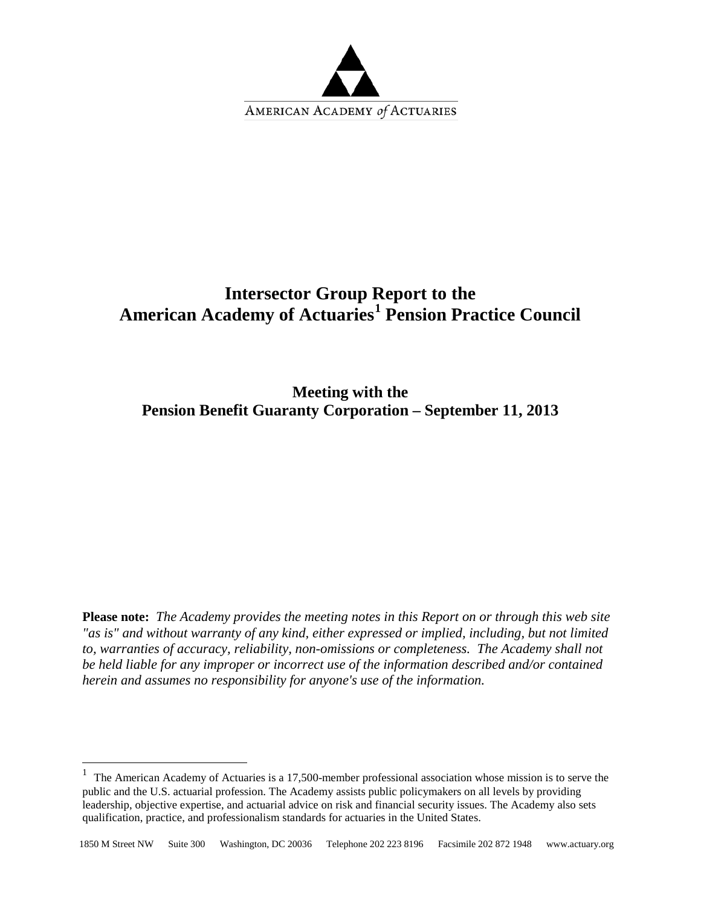AMERICAN ACADEMY *of* ACTUARIES

# Intersector Group Report to the American Academy of Actuaries[1] Pension Practice Council

## Meeting with the Pension Benefit Guaranty Corporation – September 11, 2013

**Please note:** *The Academy provides the meeting notes in this Report on or through this web site "as is" and without warranty of any kind, either expressed or implied, including, but not limited to, warranties of accuracy, reliability, non-omissions or completeness. The Academy shall not be held liable for any improper or incorrect use of the information described and/or contained herein and assumes no responsibility for anyone's use of the information.*

---

[1] The American Academy of Actuaries is a 17,500-member professional association whose mission is to serve the public and the U.S. actuarial profession. The Academy assists public policymakers on all levels by providing leadership, objective expertise, and actuarial advice on risk and financial security issues. The Academy also sets qualification, practice, and professionalism standards for actuaries in the United States.

1850 M Street NW Suite 300 Washington, DC 20036 Telephone 202 223 8196 Facsimile 202 872 1948 www.actuary.org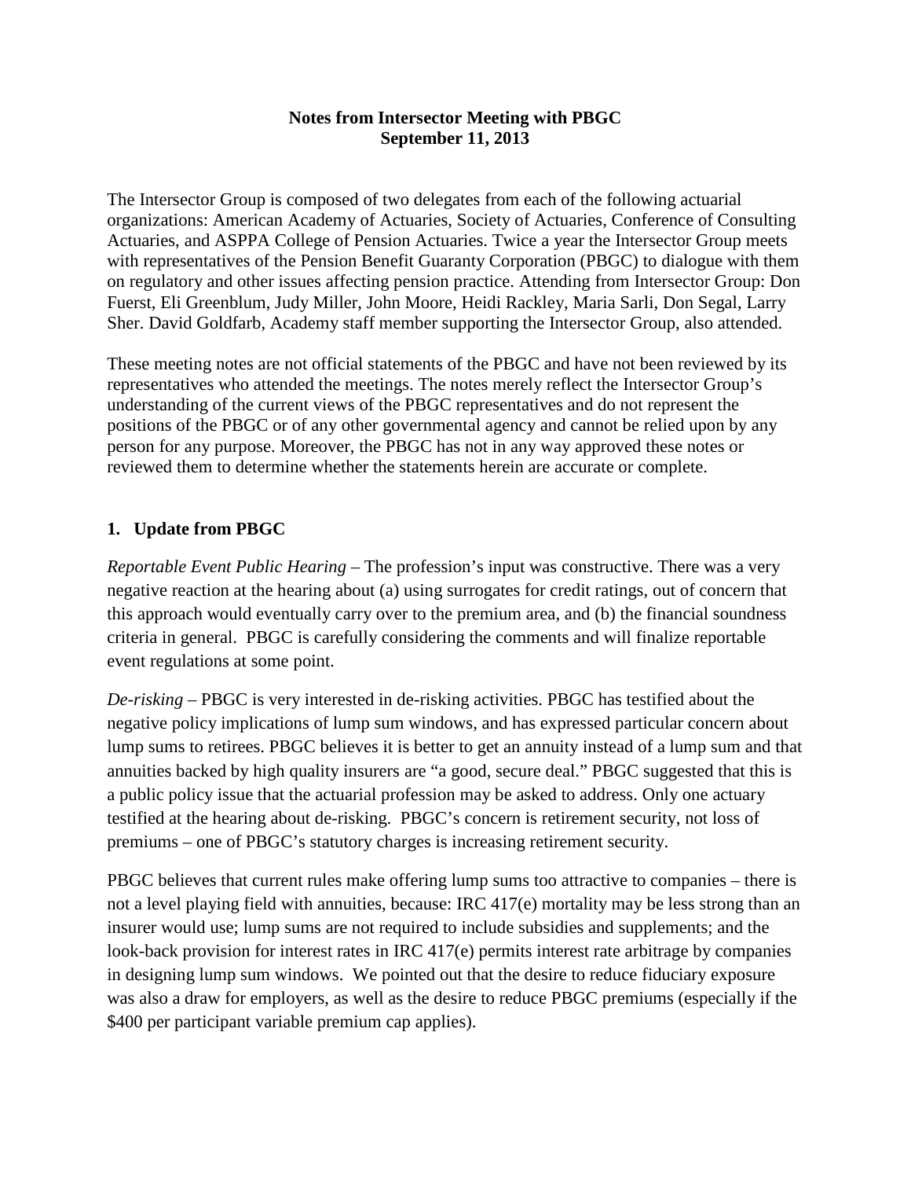**Notes from Intersector Meeting with PBGC**
**September 11, 2013**

The Intersector Group is composed of two delegates from each of the following actuarial organizations: American Academy of Actuaries, Society of Actuaries, Conference of Consulting Actuaries, and ASPPA College of Pension Actuaries. Twice a year the Intersector Group meets with representatives of the Pension Benefit Guaranty Corporation (PBGC) to dialogue with them on regulatory and other issues affecting pension practice. Attending from Intersector Group: Don Fuerst, Eli Greenblum, Judy Miller, John Moore, Heidi Rackley, Maria Sarli, Don Segal, Larry Sher. David Goldfarb, Academy staff member supporting the Intersector Group, also attended.

These meeting notes are not official statements of the PBGC and have not been reviewed by its representatives who attended the meetings. The notes merely reflect the Intersector Group's understanding of the current views of the PBGC representatives and do not represent the positions of the PBGC or of any other governmental agency and cannot be relied upon by any person for any purpose. Moreover, the PBGC has not in any way approved these notes or reviewed them to determine whether the statements herein are accurate or complete.

## 1. Update from PBGC

*Reportable Event Public Hearing* – The profession's input was constructive. There was a very negative reaction at the hearing about (a) using surrogates for credit ratings, out of concern that this approach would eventually carry over to the premium area, and (b) the financial soundness criteria in general. PBGC is carefully considering the comments and will finalize reportable event regulations at some point.

*De-risking* – PBGC is very interested in de-risking activities. PBGC has testified about the negative policy implications of lump sum windows, and has expressed particular concern about lump sums to retirees. PBGC believes it is better to get an annuity instead of a lump sum and that annuities backed by high quality insurers are "a good, secure deal." PBGC suggested that this is a public policy issue that the actuarial profession may be asked to address. Only one actuary testified at the hearing about de-risking. PBGC's concern is retirement security, not loss of premiums – one of PBGC's statutory charges is increasing retirement security.

PBGC believes that current rules make offering lump sums too attractive to companies – there is not a level playing field with annuities, because: IRC 417(e) mortality may be less strong than an insurer would use; lump sums are not required to include subsidies and supplements; and the look-back provision for interest rates in IRC 417(e) permits interest rate arbitrage by companies in designing lump sum windows. We pointed out that the desire to reduce fiduciary exposure was also a draw for employers, as well as the desire to reduce PBGC premiums (especially if the $400 per participant variable premium cap applies).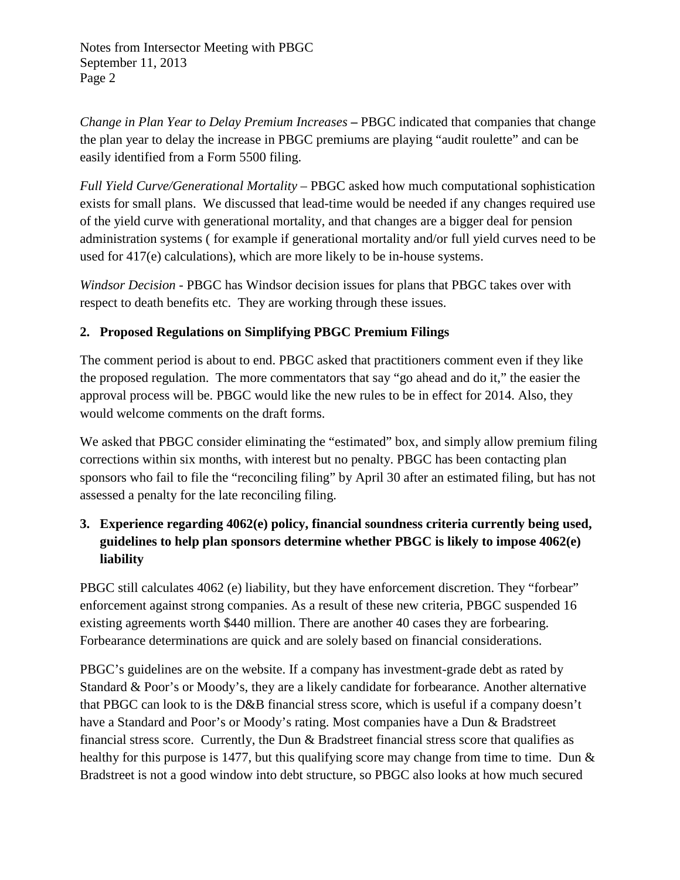*Change in Plan Year to Delay Premium Increases* **–** PBGC indicated that companies that change the plan year to delay the increase in PBGC premiums are playing "audit roulette" and can be easily identified from a Form 5500 filing.

*Full Yield Curve/Generational Mortality* – PBGC asked how much computational sophistication exists for small plans. We discussed that lead-time would be needed if any changes required use of the yield curve with generational mortality, and that changes are a bigger deal for pension administration systems ( for example if generational mortality and/or full yield curves need to be used for 417(e) calculations), which are more likely to be in-house systems.

*Windsor Decision* - PBGC has Windsor decision issues for plans that PBGC takes over with respect to death benefits etc. They are working through these issues.

## 2. Proposed Regulations on Simplifying PBGC Premium Filings

The comment period is about to end. PBGC asked that practitioners comment even if they like the proposed regulation. The more commentators that say "go ahead and do it," the easier the approval process will be. PBGC would like the new rules to be in effect for 2014. Also, they would welcome comments on the draft forms.

We asked that PBGC consider eliminating the "estimated" box, and simply allow premium filing corrections within six months, with interest but no penalty. PBGC has been contacting plan sponsors who fail to file the "reconciling filing" by April 30 after an estimated filing, but has not assessed a penalty for the late reconciling filing.

## 3. Experience regarding 4062(e) policy, financial soundness criteria currently being used, guidelines to help plan sponsors determine whether PBGC is likely to impose 4062(e) liability

PBGC still calculates 4062 (e) liability, but they have enforcement discretion. They "forbear" enforcement against strong companies. As a result of these new criteria, PBGC suspended 16 existing agreements worth $440 million. There are another 40 cases they are forbearing. Forbearance determinations are quick and are solely based on financial considerations.

PBGC's guidelines are on the website. If a company has investment-grade debt as rated by Standard & Poor's or Moody's, they are a likely candidate for forbearance. Another alternative that PBGC can look to is the D&B financial stress score, which is useful if a company doesn't have a Standard and Poor's or Moody's rating. Most companies have a Dun & Bradstreet financial stress score. Currently, the Dun & Bradstreet financial stress score that qualifies as healthy for this purpose is 1477, but this qualifying score may change from time to time. Dun & Bradstreet is not a good window into debt structure, so PBGC also looks at how much secured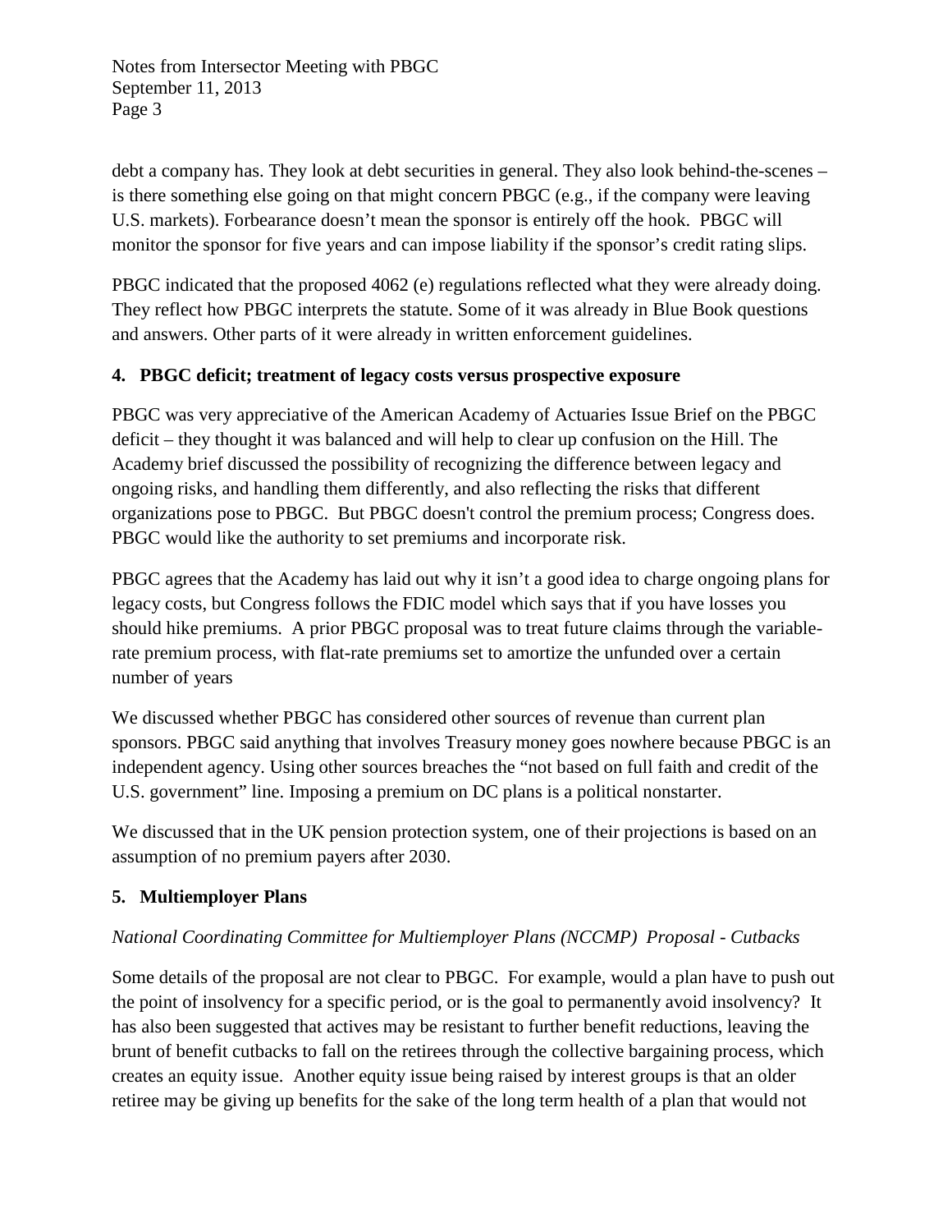debt a company has. They look at debt securities in general. They also look behind-the-scenes – is there something else going on that might concern PBGC (e.g., if the company were leaving U.S. markets). Forbearance doesn't mean the sponsor is entirely off the hook. PBGC will monitor the sponsor for five years and can impose liability if the sponsor's credit rating slips.

PBGC indicated that the proposed 4062 (e) regulations reflected what they were already doing. They reflect how PBGC interprets the statute. Some of it was already in Blue Book questions and answers. Other parts of it were already in written enforcement guidelines.

**4. PBGC deficit; treatment of legacy costs versus prospective exposure**

PBGC was very appreciative of the American Academy of Actuaries Issue Brief on the PBGC deficit – they thought it was balanced and will help to clear up confusion on the Hill. The Academy brief discussed the possibility of recognizing the difference between legacy and ongoing risks, and handling them differently, and also reflecting the risks that different organizations pose to PBGC. But PBGC doesn't control the premium process; Congress does. PBGC would like the authority to set premiums and incorporate risk.

PBGC agrees that the Academy has laid out why it isn't a good idea to charge ongoing plans for legacy costs, but Congress follows the FDIC model which says that if you have losses you should hike premiums. A prior PBGC proposal was to treat future claims through the variable-rate premium process, with flat-rate premiums set to amortize the unfunded over a certain number of years

We discussed whether PBGC has considered other sources of revenue than current plan sponsors. PBGC said anything that involves Treasury money goes nowhere because PBGC is an independent agency. Using other sources breaches the "not based on full faith and credit of the U.S. government" line. Imposing a premium on DC plans is a political nonstarter.

We discussed that in the UK pension protection system, one of their projections is based on an assumption of no premium payers after 2030.

**5. Multiemployer Plans**

*National Coordinating Committee for Multiemployer Plans (NCCMP) Proposal - Cutbacks*

Some details of the proposal are not clear to PBGC. For example, would a plan have to push out the point of insolvency for a specific period, or is the goal to permanently avoid insolvency? It has also been suggested that actives may be resistant to further benefit reductions, leaving the brunt of benefit cutbacks to fall on the retirees through the collective bargaining process, which creates an equity issue. Another equity issue being raised by interest groups is that an older retiree may be giving up benefits for the sake of the long term health of a plan that would not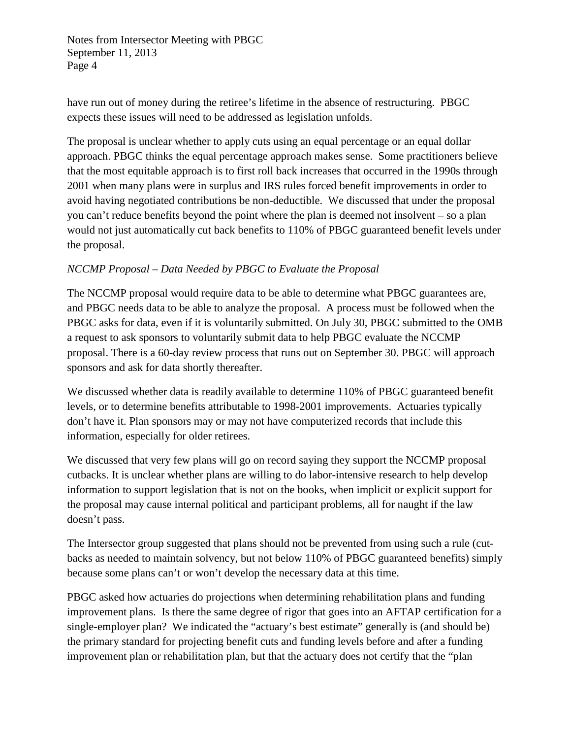have run out of money during the retiree's lifetime in the absence of restructuring. PBGC expects these issues will need to be addressed as legislation unfolds.

The proposal is unclear whether to apply cuts using an equal percentage or an equal dollar approach. PBGC thinks the equal percentage approach makes sense. Some practitioners believe that the most equitable approach is to first roll back increases that occurred in the 1990s through 2001 when many plans were in surplus and IRS rules forced benefit improvements in order to avoid having negotiated contributions be non-deductible. We discussed that under the proposal you can't reduce benefits beyond the point where the plan is deemed not insolvent – so a plan would not just automatically cut back benefits to 110% of PBGC guaranteed benefit levels under the proposal.

*NCCMP Proposal – Data Needed by PBGC to Evaluate the Proposal*

The NCCMP proposal would require data to be able to determine what PBGC guarantees are, and PBGC needs data to be able to analyze the proposal. A process must be followed when the PBGC asks for data, even if it is voluntarily submitted. On July 30, PBGC submitted to the OMB a request to ask sponsors to voluntarily submit data to help PBGC evaluate the NCCMP proposal. There is a 60-day review process that runs out on September 30. PBGC will approach sponsors and ask for data shortly thereafter.

We discussed whether data is readily available to determine 110% of PBGC guaranteed benefit levels, or to determine benefits attributable to 1998-2001 improvements. Actuaries typically don't have it. Plan sponsors may or may not have computerized records that include this information, especially for older retirees.

We discussed that very few plans will go on record saying they support the NCCMP proposal cutbacks. It is unclear whether plans are willing to do labor-intensive research to help develop information to support legislation that is not on the books, when implicit or explicit support for the proposal may cause internal political and participant problems, all for naught if the law doesn't pass.

The Intersector group suggested that plans should not be prevented from using such a rule (cut-backs as needed to maintain solvency, but not below 110% of PBGC guaranteed benefits) simply because some plans can't or won't develop the necessary data at this time.

PBGC asked how actuaries do projections when determining rehabilitation plans and funding improvement plans. Is there the same degree of rigor that goes into an AFTAP certification for a single-employer plan? We indicated the "actuary's best estimate" generally is (and should be) the primary standard for projecting benefit cuts and funding levels before and after a funding improvement plan or rehabilitation plan, but that the actuary does not certify that the "plan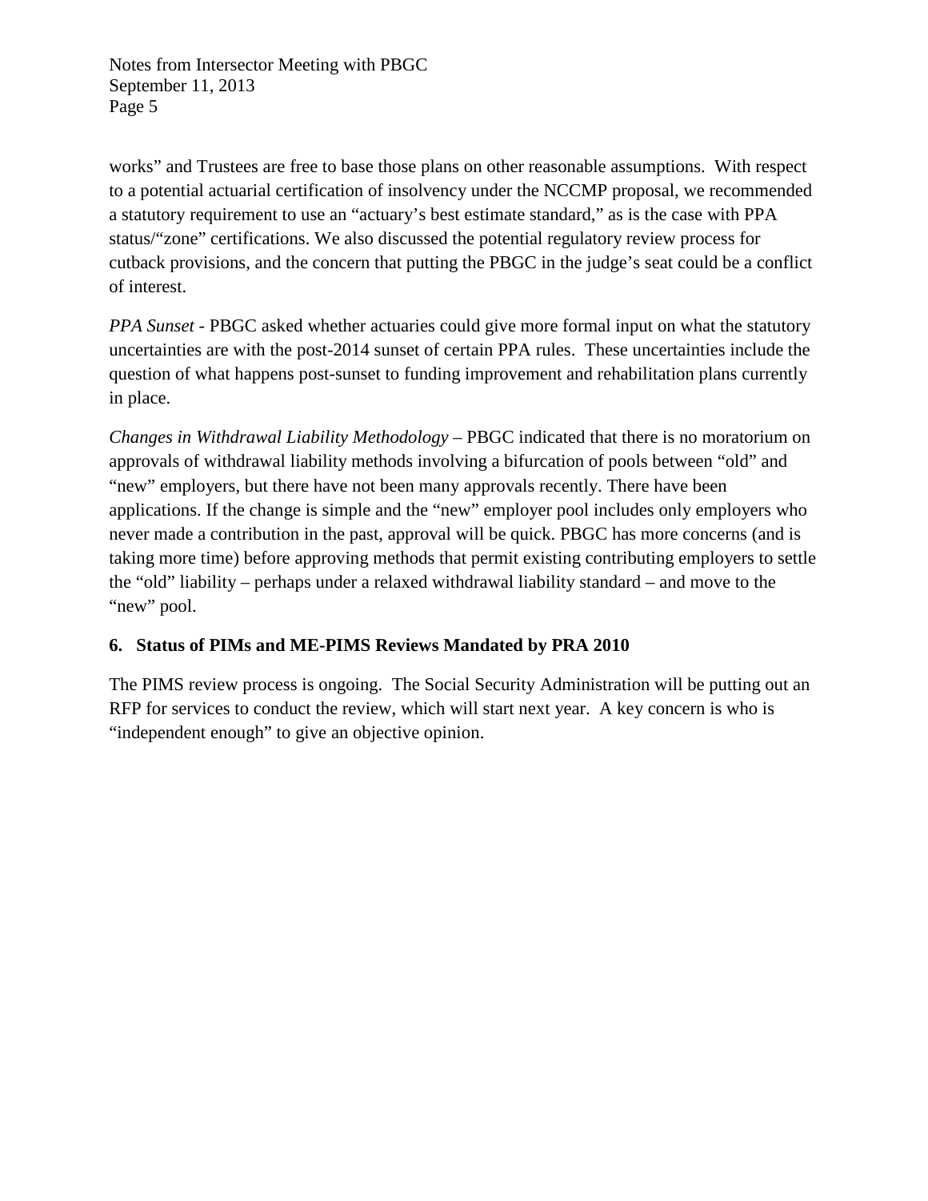works" and Trustees are free to base those plans on other reasonable assumptions. With respect to a potential actuarial certification of insolvency under the NCCMP proposal, we recommended a statutory requirement to use an "actuary's best estimate standard," as is the case with PPA status/"zone" certifications. We also discussed the potential regulatory review process for cutback provisions, and the concern that putting the PBGC in the judge's seat could be a conflict of interest.

*PPA Sunset* - PBGC asked whether actuaries could give more formal input on what the statutory uncertainties are with the post-2014 sunset of certain PPA rules. These uncertainties include the question of what happens post-sunset to funding improvement and rehabilitation plans currently in place.

*Changes in Withdrawal Liability Methodology* – PBGC indicated that there is no moratorium on approvals of withdrawal liability methods involving a bifurcation of pools between "old" and "new" employers, but there have not been many approvals recently. There have been applications. If the change is simple and the "new" employer pool includes only employers who never made a contribution in the past, approval will be quick. PBGC has more concerns (and is taking more time) before approving methods that permit existing contributing employers to settle the "old" liability – perhaps under a relaxed withdrawal liability standard – and move to the "new" pool.

### 6. Status of PIMs and ME-PIMS Reviews Mandated by PRA 2010

The PIMS review process is ongoing. The Social Security Administration will be putting out an RFP for services to conduct the review, which will start next year. A key concern is who is "independent enough" to give an objective opinion.